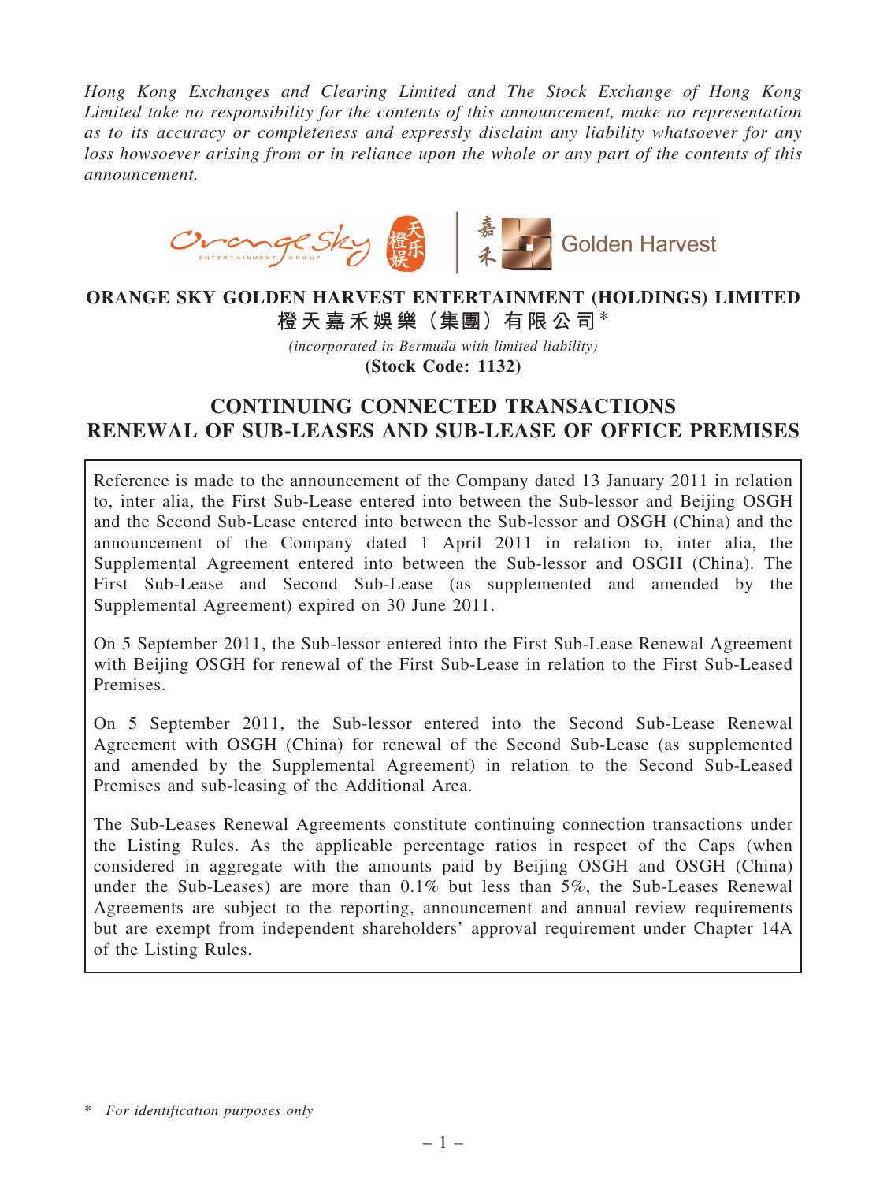*Hong Kong Exchanges and Clearing Limited and The Stock Exchange of Hong Kong Limited take no responsibility for the contents of this announcement, make no representation as to its accuracy or completeness and expressly disclaim any liability whatsoever for any loss howsoever arising from or in reliance upon the whole or any part of the contents of this announcement.*

**ORANGE SKY GOLDEN HARVEST ENTERTAINMENT (HOLDINGS) LIMITED**
**橙天嘉禾娛樂（集團）有限公司***

*(incorporated in Bermuda with limited liability)*
**(Stock Code: 1132)**

# CONTINUING CONNECTED TRANSACTIONS RENEWAL OF SUB-LEASES AND SUB-LEASE OF OFFICE PREMISES

Reference is made to the announcement of the Company dated 13 January 2011 in relation to, inter alia, the First Sub-Lease entered into between the Sub-lessor and Beijing OSGH and the Second Sub-Lease entered into between the Sub-lessor and OSGH (China) and the announcement of the Company dated 1 April 2011 in relation to, inter alia, the Supplemental Agreement entered into between the Sub-lessor and OSGH (China). The First Sub-Lease and Second Sub-Lease (as supplemented and amended by the Supplemental Agreement) expired on 30 June 2011.

On 5 September 2011, the Sub-lessor entered into the First Sub-Lease Renewal Agreement with Beijing OSGH for renewal of the First Sub-Lease in relation to the First Sub-Leased Premises.

On 5 September 2011, the Sub-lessor entered into the Second Sub-Lease Renewal Agreement with OSGH (China) for renewal of the Second Sub-Lease (as supplemented and amended by the Supplemental Agreement) in relation to the Second Sub-Leased Premises and sub-leasing of the Additional Area.

The Sub-Leases Renewal Agreements constitute continuing connection transactions under the Listing Rules. As the applicable percentage ratios in respect of the Caps (when considered in aggregate with the amounts paid by Beijing OSGH and OSGH (China) under the Sub-Leases) are more than 0.1% but less than 5%, the Sub-Leases Renewal Agreements are subject to the reporting, announcement and annual review requirements but are exempt from independent shareholders' approval requirement under Chapter 14A of the Listing Rules.

\* *For identification purposes only*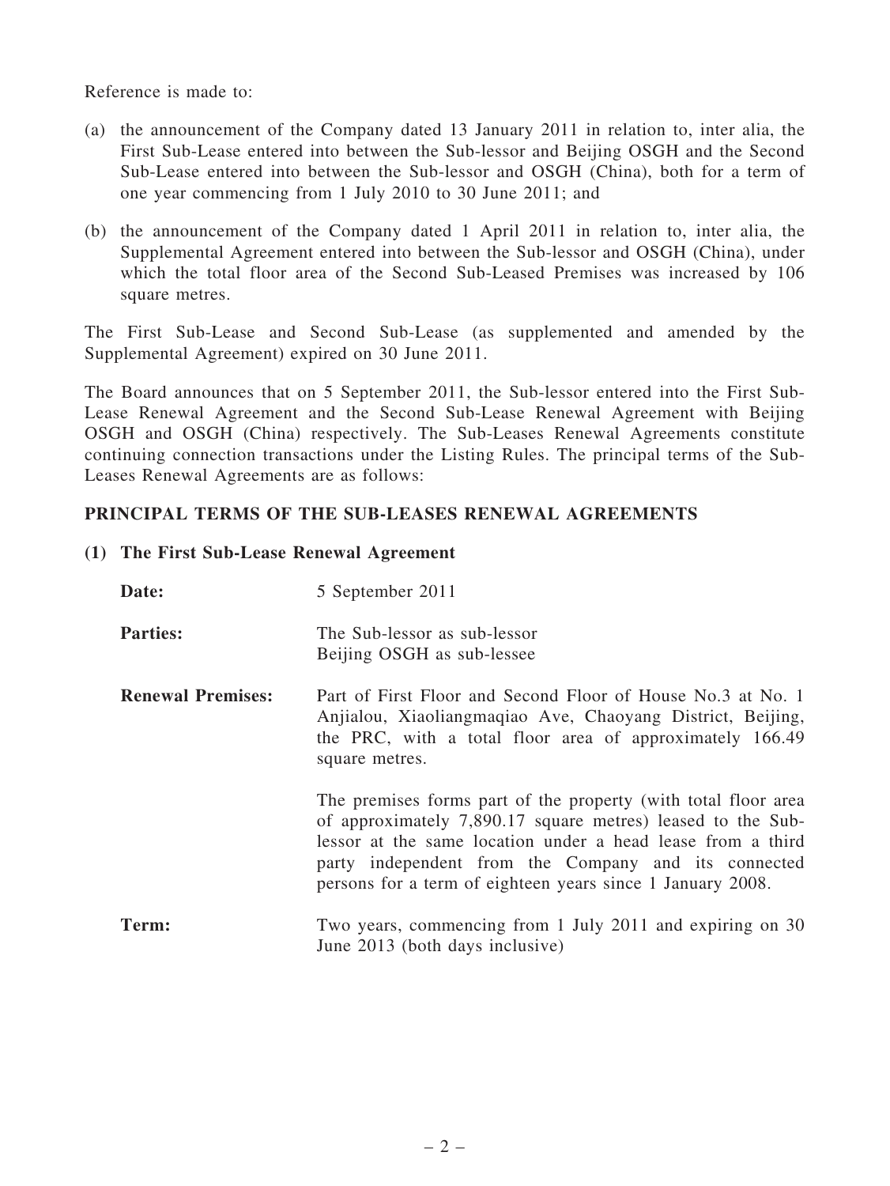Reference is made to:

(a) the announcement of the Company dated 13 January 2011 in relation to, inter alia, the First Sub-Lease entered into between the Sub-lessor and Beijing OSGH and the Second Sub-Lease entered into between the Sub-lessor and OSGH (China), both for a term of one year commencing from 1 July 2010 to 30 June 2011; and

(b) the announcement of the Company dated 1 April 2011 in relation to, inter alia, the Supplemental Agreement entered into between the Sub-lessor and OSGH (China), under which the total floor area of the Second Sub-Leased Premises was increased by 106 square metres.

The First Sub-Lease and Second Sub-Lease (as supplemented and amended by the Supplemental Agreement) expired on 30 June 2011.

The Board announces that on 5 September 2011, the Sub-lessor entered into the First Sub-Lease Renewal Agreement and the Second Sub-Lease Renewal Agreement with Beijing OSGH and OSGH (China) respectively. The Sub-Leases Renewal Agreements constitute continuing connection transactions under the Listing Rules. The principal terms of the Sub-Leases Renewal Agreements are as follows:

## PRINCIPAL TERMS OF THE SUB-LEASES RENEWAL AGREEMENTS

### (1) The First Sub-Lease Renewal Agreement

**Date:** 5 September 2011

**Parties:** The Sub-lessor as sub-lessor
Beijing OSGH as sub-lessee

**Renewal Premises:** Part of First Floor and Second Floor of House No.3 at No. 1 Anjialou, Xiaoliangmaqiao Ave, Chaoyang District, Beijing, the PRC, with a total floor area of approximately 166.49 square metres.

The premises forms part of the property (with total floor area of approximately 7,890.17 square metres) leased to the Sub-lessor at the same location under a head lease from a third party independent from the Company and its connected persons for a term of eighteen years since 1 January 2008.

**Term:** Two years, commencing from 1 July 2011 and expiring on 30 June 2013 (both days inclusive)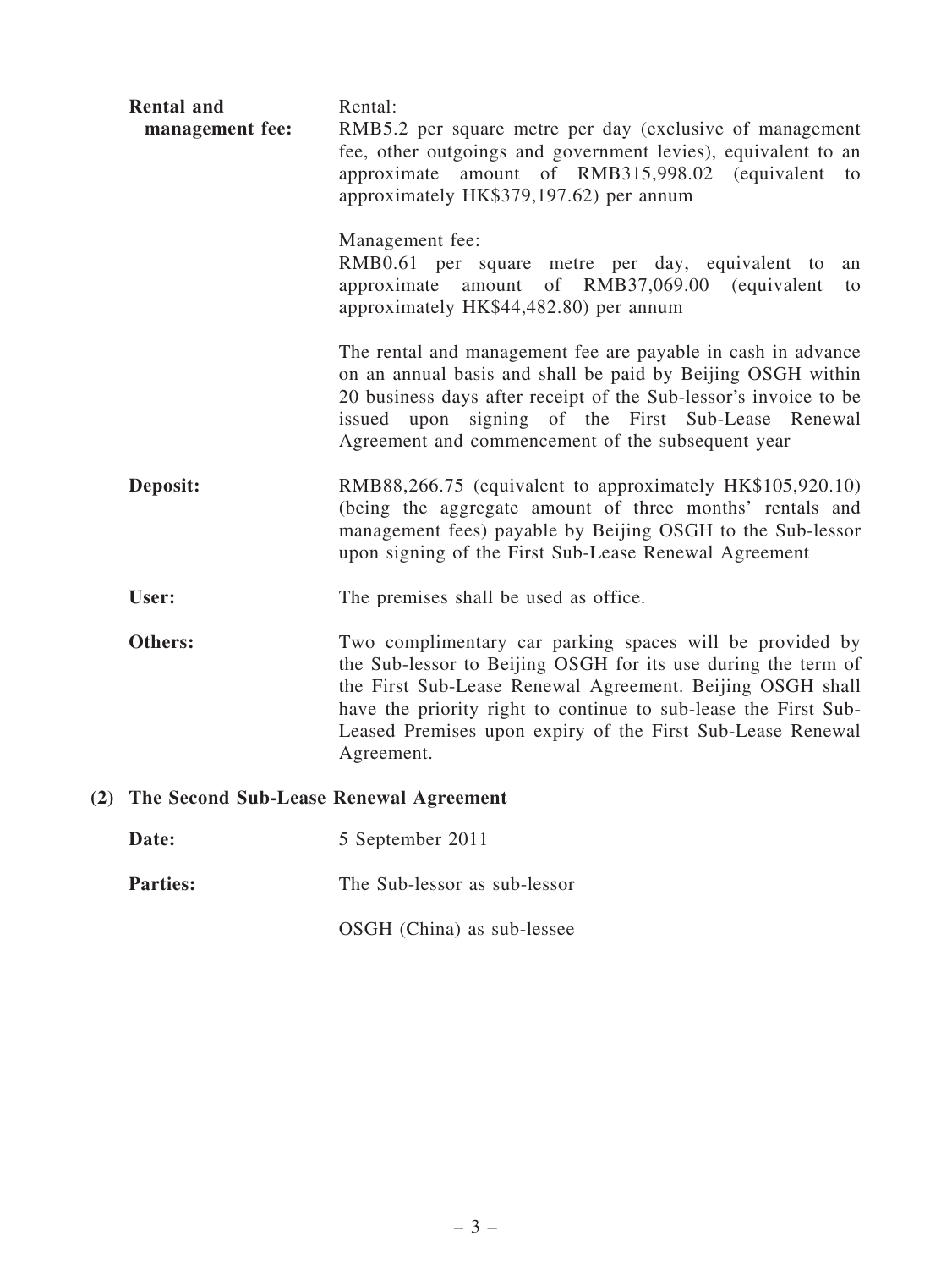**Rental and management fee:**

Rental:
RMB5.2 per square metre per day (exclusive of management fee, other outgoings and government levies), equivalent to an approximate amount of RMB315,998.02 (equivalent to approximately HK$379,197.62) per annum

Management fee:
RMB0.61 per square metre per day, equivalent to an approximate amount of RMB37,069.00 (equivalent to approximately HK$44,482.80) per annum

The rental and management fee are payable in cash in advance on an annual basis and shall be paid by Beijing OSGH within 20 business days after receipt of the Sub-lessor's invoice to be issued upon signing of the First Sub-Lease Renewal Agreement and commencement of the subsequent year

**Deposit:** RMB88,266.75 (equivalent to approximately HK$105,920.10) (being the aggregate amount of three months' rentals and management fees) payable by Beijing OSGH to the Sub-lessor upon signing of the First Sub-Lease Renewal Agreement

**User:** The premises shall be used as office.

**Others:** Two complimentary car parking spaces will be provided by the Sub-lessor to Beijing OSGH for its use during the term of the First Sub-Lease Renewal Agreement. Beijing OSGH shall have the priority right to continue to sub-lease the First Sub-Leased Premises upon expiry of the First Sub-Lease Renewal Agreement.

**(2) The Second Sub-Lease Renewal Agreement**

**Date:** 5 September 2011

**Parties:** The Sub-lessor as sub-lessor

OSGH (China) as sub-lessee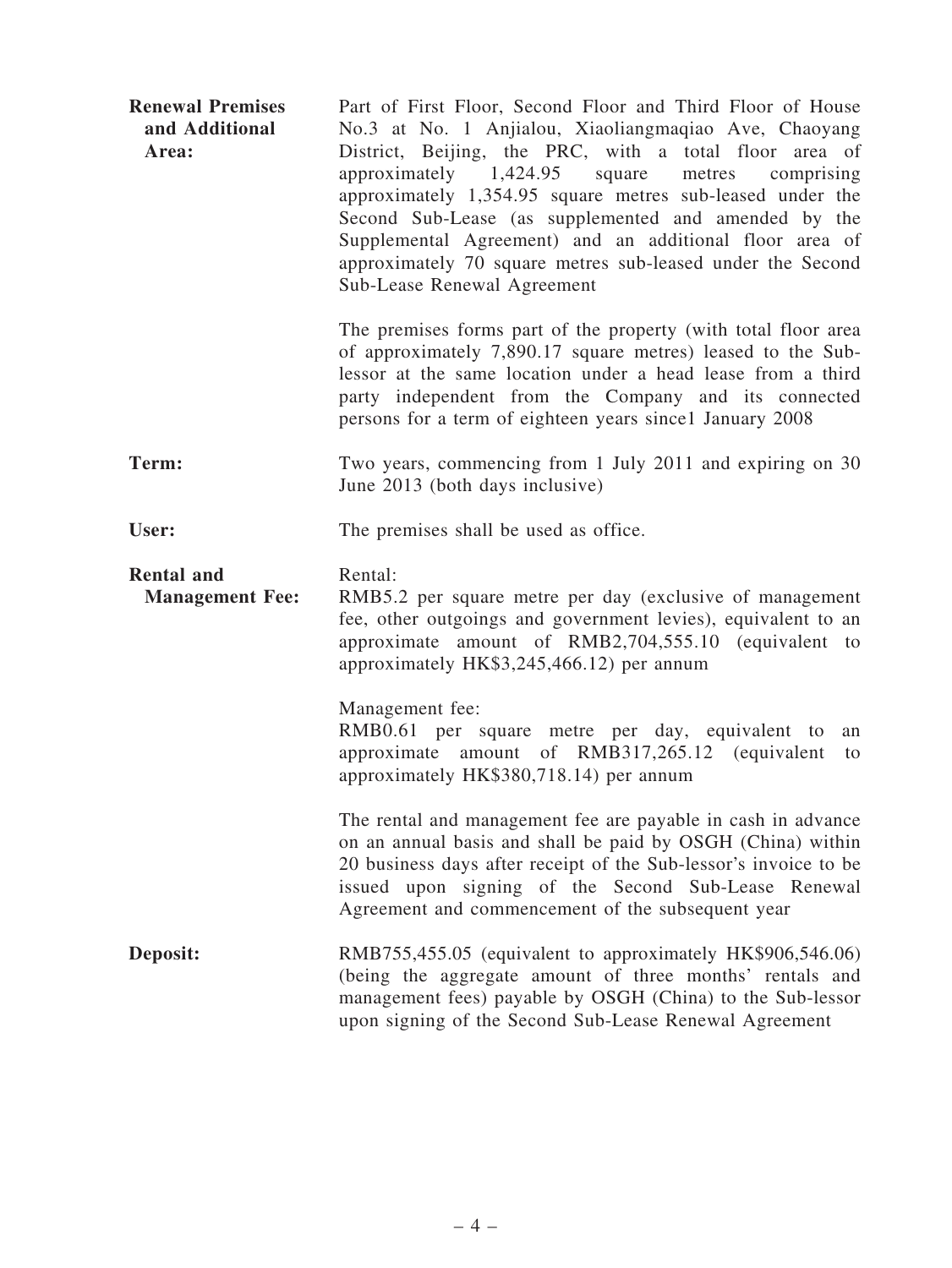| | |
|---|---|
| **Renewal Premises and Additional Area:** | Part of First Floor, Second Floor and Third Floor of House No.3 at No. 1 Anjialou, Xiaoliangmaqiao Ave, Chaoyang District, Beijing, the PRC, with a total floor area of approximately 1,424.95 square metres comprising approximately 1,354.95 square metres sub-leased under the Second Sub-Lease (as supplemented and amended by the Supplemental Agreement) and an additional floor area of approximately 70 square metres sub-leased under the Second Sub-Lease Renewal Agreement<br><br>The premises forms part of the property (with total floor area of approximately 7,890.17 square metres) leased to the Sub-lessor at the same location under a head lease from a third party independent from the Company and its connected persons for a term of eighteen years since1 January 2008 |
| **Term:** | Two years, commencing from 1 July 2011 and expiring on 30 June 2013 (both days inclusive) |
| **User:** | The premises shall be used as office. |
| **Rental and Management Fee:** | Rental:<br>RMB5.2 per square metre per day (exclusive of management fee, other outgoings and government levies), equivalent to an approximate amount of RMB2,704,555.10 (equivalent to approximately HK$3,245,466.12) per annum<br><br>Management fee:<br>RMB0.61 per square metre per day, equivalent to an approximate amount of RMB317,265.12 (equivalent to approximately HK$380,718.14) per annum<br><br>The rental and management fee are payable in cash in advance on an annual basis and shall be paid by OSGH (China) within 20 business days after receipt of the Sub-lessor's invoice to be issued upon signing of the Second Sub-Lease Renewal Agreement and commencement of the subsequent year |
| **Deposit:** | RMB755,455.05 (equivalent to approximately HK$906,546.06) (being the aggregate amount of three months' rentals and management fees) payable by OSGH (China) to the Sub-lessor upon signing of the Second Sub-Lease Renewal Agreement |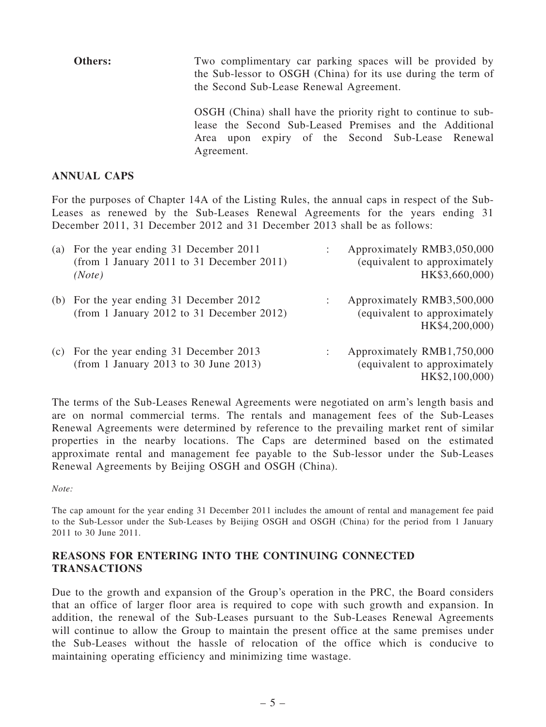| | |
|---|---|
| **Others:** | Two complimentary car parking spaces will be provided by the Sub-lessor to OSGH (China) for its use during the term of the Second Sub-Lease Renewal Agreement. |
| | OSGH (China) shall have the priority right to continue to sub-lease the Second Sub-Leased Premises and the Additional Area upon expiry of the Second Sub-Lease Renewal Agreement. |

## ANNUAL CAPS

For the purposes of Chapter 14A of the Listing Rules, the annual caps in respect of the Sub-Leases as renewed by the Sub-Leases Renewal Agreements for the years ending 31 December 2011, 31 December 2012 and 31 December 2013 shall be as follows:

| | | | |
|---|---|---|---|
| (a) | For the year ending 31 December 2011 (from 1 January 2011 to 31 December 2011) *(Note)* | : | Approximately RMB3,050,000 (equivalent to approximately HK$3,660,000) |
| (b) | For the year ending 31 December 2012 (from 1 January 2012 to 31 December 2012) | : | Approximately RMB3,500,000 (equivalent to approximately HK$4,200,000) |
| (c) | For the year ending 31 December 2013 (from 1 January 2013 to 30 June 2013) | : | Approximately RMB1,750,000 (equivalent to approximately HK$2,100,000) |

The terms of the Sub-Leases Renewal Agreements were negotiated on arm's length basis and are on normal commercial terms. The rentals and management fees of the Sub-Leases Renewal Agreements were determined by reference to the prevailing market rent of similar properties in the nearby locations. The Caps are determined based on the estimated approximate rental and management fee payable to the Sub-lessor under the Sub-Leases Renewal Agreements by Beijing OSGH and OSGH (China).

*Note:*

The cap amount for the year ending 31 December 2011 includes the amount of rental and management fee paid to the Sub-Lessor under the Sub-Leases by Beijing OSGH and OSGH (China) for the period from 1 January 2011 to 30 June 2011.

## REASONS FOR ENTERING INTO THE CONTINUING CONNECTED TRANSACTIONS

Due to the growth and expansion of the Group's operation in the PRC, the Board considers that an office of larger floor area is required to cope with such growth and expansion. In addition, the renewal of the Sub-Leases pursuant to the Sub-Leases Renewal Agreements will continue to allow the Group to maintain the present office at the same premises under the Sub-Leases without the hassle of relocation of the office which is conducive to maintaining operating efficiency and minimizing time wastage.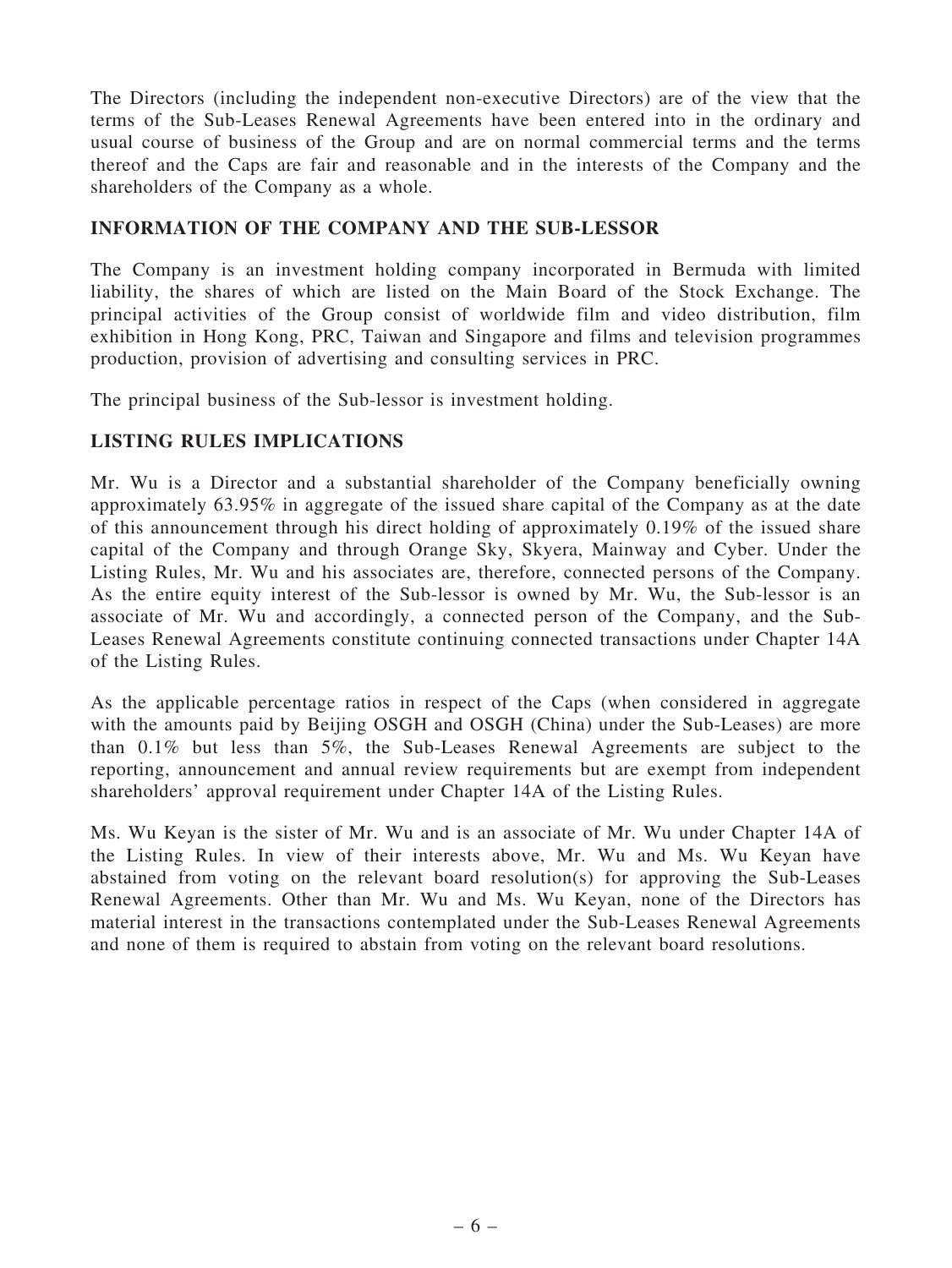The Directors (including the independent non-executive Directors) are of the view that the terms of the Sub-Leases Renewal Agreements have been entered into in the ordinary and usual course of business of the Group and are on normal commercial terms and the terms thereof and the Caps are fair and reasonable and in the interests of the Company and the shareholders of the Company as a whole.

## INFORMATION OF THE COMPANY AND THE SUB-LESSOR

The Company is an investment holding company incorporated in Bermuda with limited liability, the shares of which are listed on the Main Board of the Stock Exchange. The principal activities of the Group consist of worldwide film and video distribution, film exhibition in Hong Kong, PRC, Taiwan and Singapore and films and television programmes production, provision of advertising and consulting services in PRC.

The principal business of the Sub-lessor is investment holding.

## LISTING RULES IMPLICATIONS

Mr. Wu is a Director and a substantial shareholder of the Company beneficially owning approximately 63.95% in aggregate of the issued share capital of the Company as at the date of this announcement through his direct holding of approximately 0.19% of the issued share capital of the Company and through Orange Sky, Skyera, Mainway and Cyber. Under the Listing Rules, Mr. Wu and his associates are, therefore, connected persons of the Company. As the entire equity interest of the Sub-lessor is owned by Mr. Wu, the Sub-lessor is an associate of Mr. Wu and accordingly, a connected person of the Company, and the Sub-Leases Renewal Agreements constitute continuing connected transactions under Chapter 14A of the Listing Rules.

As the applicable percentage ratios in respect of the Caps (when considered in aggregate with the amounts paid by Beijing OSGH and OSGH (China) under the Sub-Leases) are more than 0.1% but less than 5%, the Sub-Leases Renewal Agreements are subject to the reporting, announcement and annual review requirements but are exempt from independent shareholders' approval requirement under Chapter 14A of the Listing Rules.

Ms. Wu Keyan is the sister of Mr. Wu and is an associate of Mr. Wu under Chapter 14A of the Listing Rules. In view of their interests above, Mr. Wu and Ms. Wu Keyan have abstained from voting on the relevant board resolution(s) for approving the Sub-Leases Renewal Agreements. Other than Mr. Wu and Ms. Wu Keyan, none of the Directors has material interest in the transactions contemplated under the Sub-Leases Renewal Agreements and none of them is required to abstain from voting on the relevant board resolutions.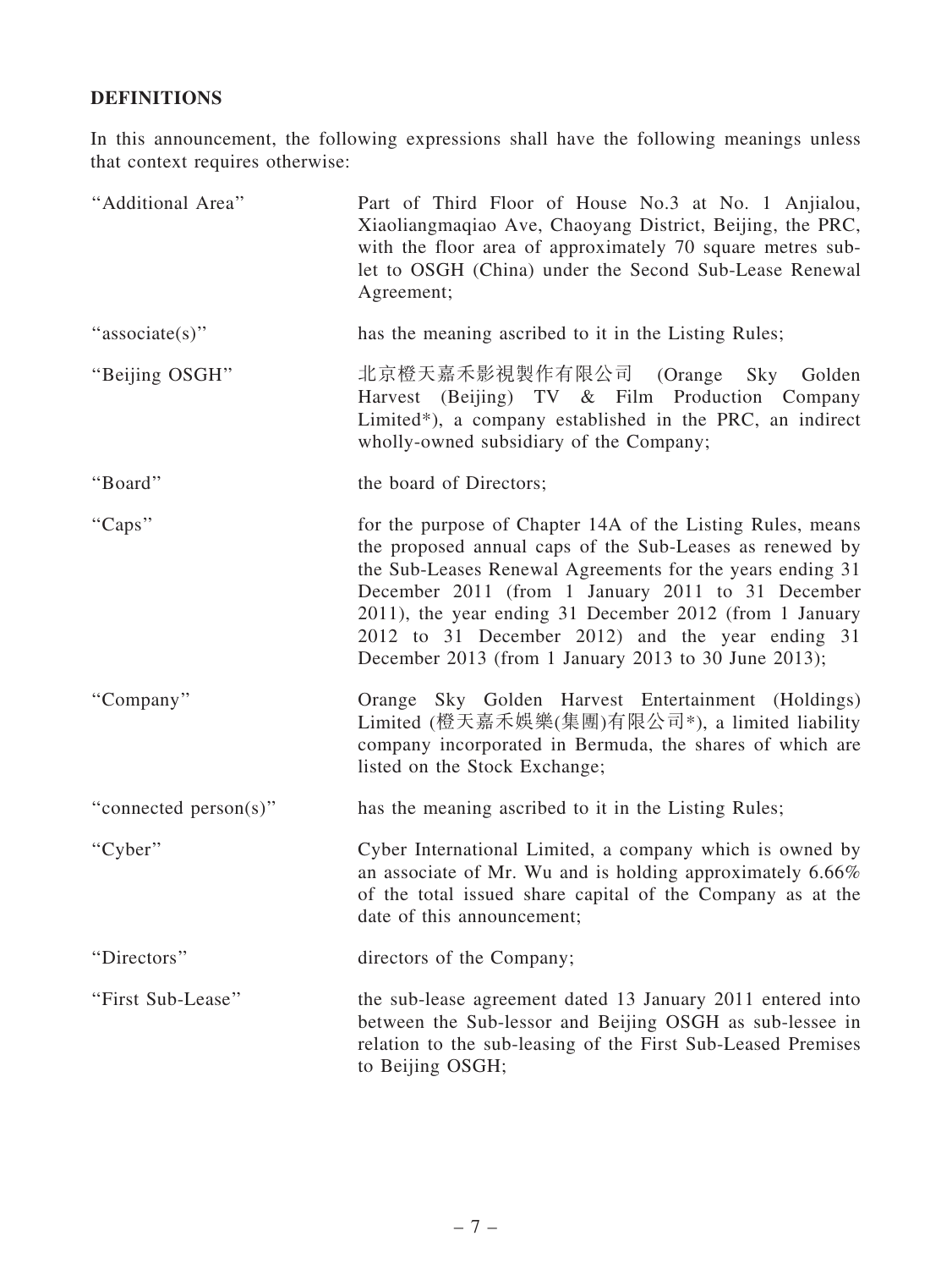## DEFINITIONS

In this announcement, the following expressions shall have the following meanings unless that context requires otherwise:

| | |
|---|---|
| "Additional Area" | Part of Third Floor of House No.3 at No. 1 Anjialou, Xiaoliangmaqiao Ave, Chaoyang District, Beijing, the PRC, with the floor area of approximately 70 square metres sub-let to OSGH (China) under the Second Sub-Lease Renewal Agreement; |
| "associate(s)" | has the meaning ascribed to it in the Listing Rules; |
| "Beijing OSGH" | 北京橙天嘉禾影視製作有限公司 (Orange Sky Golden Harvest (Beijing) TV & Film Production Company Limited*), a company established in the PRC, an indirect wholly-owned subsidiary of the Company; |
| "Board" | the board of Directors; |
| "Caps" | for the purpose of Chapter 14A of the Listing Rules, means the proposed annual caps of the Sub-Leases as renewed by the Sub-Leases Renewal Agreements for the years ending 31 December 2011 (from 1 January 2011 to 31 December 2011), the year ending 31 December 2012 (from 1 January 2012 to 31 December 2012) and the year ending 31 December 2013 (from 1 January 2013 to 30 June 2013); |
| "Company" | Orange Sky Golden Harvest Entertainment (Holdings) Limited (橙天嘉禾娛樂(集團)有限公司*), a limited liability company incorporated in Bermuda, the shares of which are listed on the Stock Exchange; |
| "connected person(s)" | has the meaning ascribed to it in the Listing Rules; |
| "Cyber" | Cyber International Limited, a company which is owned by an associate of Mr. Wu and is holding approximately 6.66% of the total issued share capital of the Company as at the date of this announcement; |
| "Directors" | directors of the Company; |
| "First Sub-Lease" | the sub-lease agreement dated 13 January 2011 entered into between the Sub-lessor and Beijing OSGH as sub-lessee in relation to the sub-leasing of the First Sub-Leased Premises to Beijing OSGH; |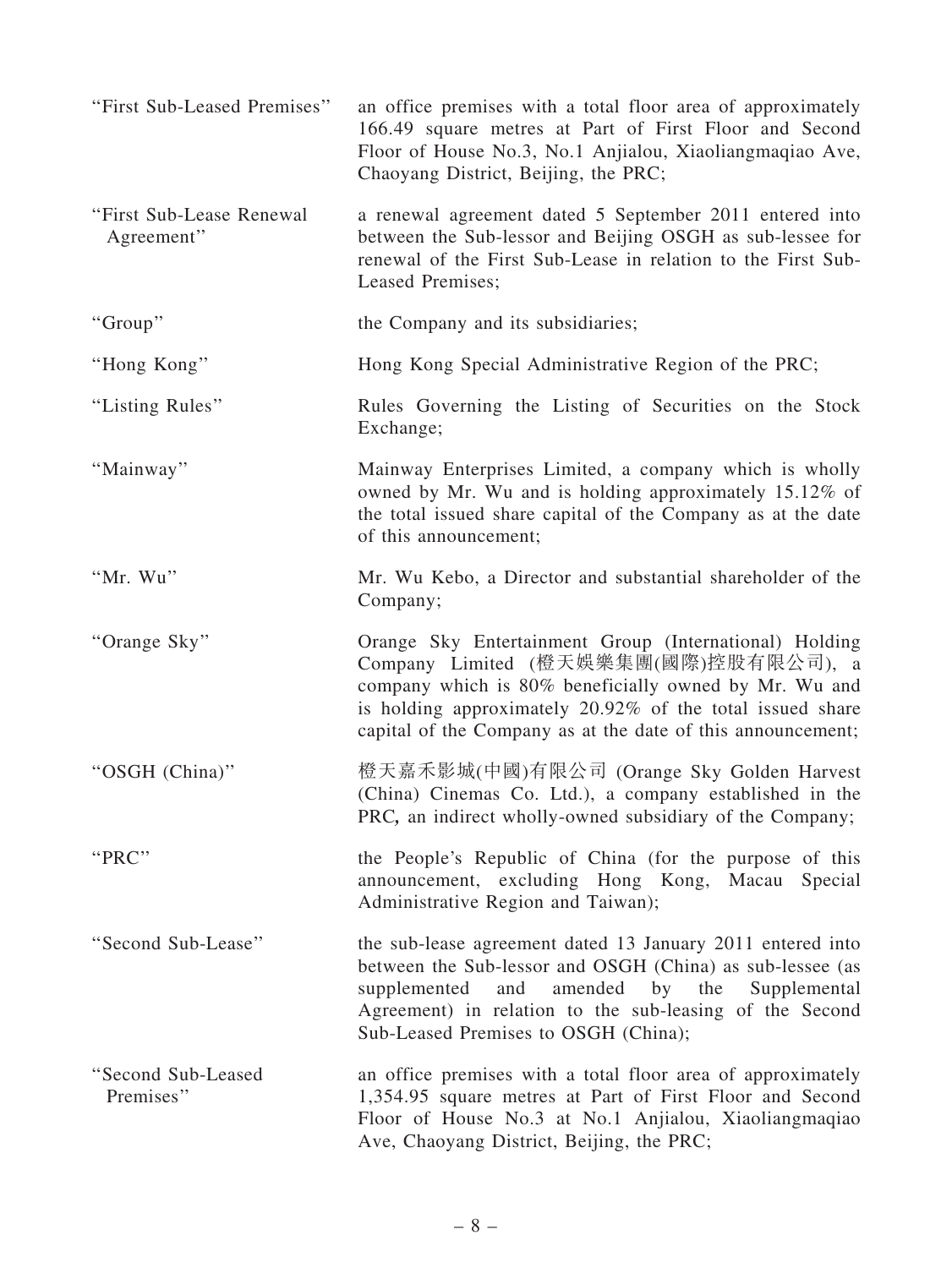| | |
|---|---|
| "First Sub-Leased Premises" | an office premises with a total floor area of approximately 166.49 square metres at Part of First Floor and Second Floor of House No.3, No.1 Anjialou, Xiaoliangmaqiao Ave, Chaoyang District, Beijing, the PRC; |
| "First Sub-Lease Renewal Agreement" | a renewal agreement dated 5 September 2011 entered into between the Sub-lessor and Beijing OSGH as sub-lessee for renewal of the First Sub-Lease in relation to the First Sub-Leased Premises; |
| "Group" | the Company and its subsidiaries; |
| "Hong Kong" | Hong Kong Special Administrative Region of the PRC; |
| "Listing Rules" | Rules Governing the Listing of Securities on the Stock Exchange; |
| "Mainway" | Mainway Enterprises Limited, a company which is wholly owned by Mr. Wu and is holding approximately 15.12% of the total issued share capital of the Company as at the date of this announcement; |
| "Mr. Wu" | Mr. Wu Kebo, a Director and substantial shareholder of the Company; |
| "Orange Sky" | Orange Sky Entertainment Group (International) Holding Company Limited (橙天娛樂集團(國際)控股有限公司), a company which is 80% beneficially owned by Mr. Wu and is holding approximately 20.92% of the total issued share capital of the Company as at the date of this announcement; |
| "OSGH (China)" | 橙天嘉禾影城(中國)有限公司 (Orange Sky Golden Harvest (China) Cinemas Co. Ltd.), a company established in the PRC, an indirect wholly-owned subsidiary of the Company; |
| "PRC" | the People's Republic of China (for the purpose of this announcement, excluding Hong Kong, Macau Special Administrative Region and Taiwan); |
| "Second Sub-Lease" | the sub-lease agreement dated 13 January 2011 entered into between the Sub-lessor and OSGH (China) as sub-lessee (as supplemented and amended by the Supplemental Agreement) in relation to the sub-leasing of the Second Sub-Leased Premises to OSGH (China); |
| "Second Sub-Leased Premises" | an office premises with a total floor area of approximately 1,354.95 square metres at Part of First Floor and Second Floor of House No.3 at No.1 Anjialou, Xiaoliangmaqiao Ave, Chaoyang District, Beijing, the PRC; |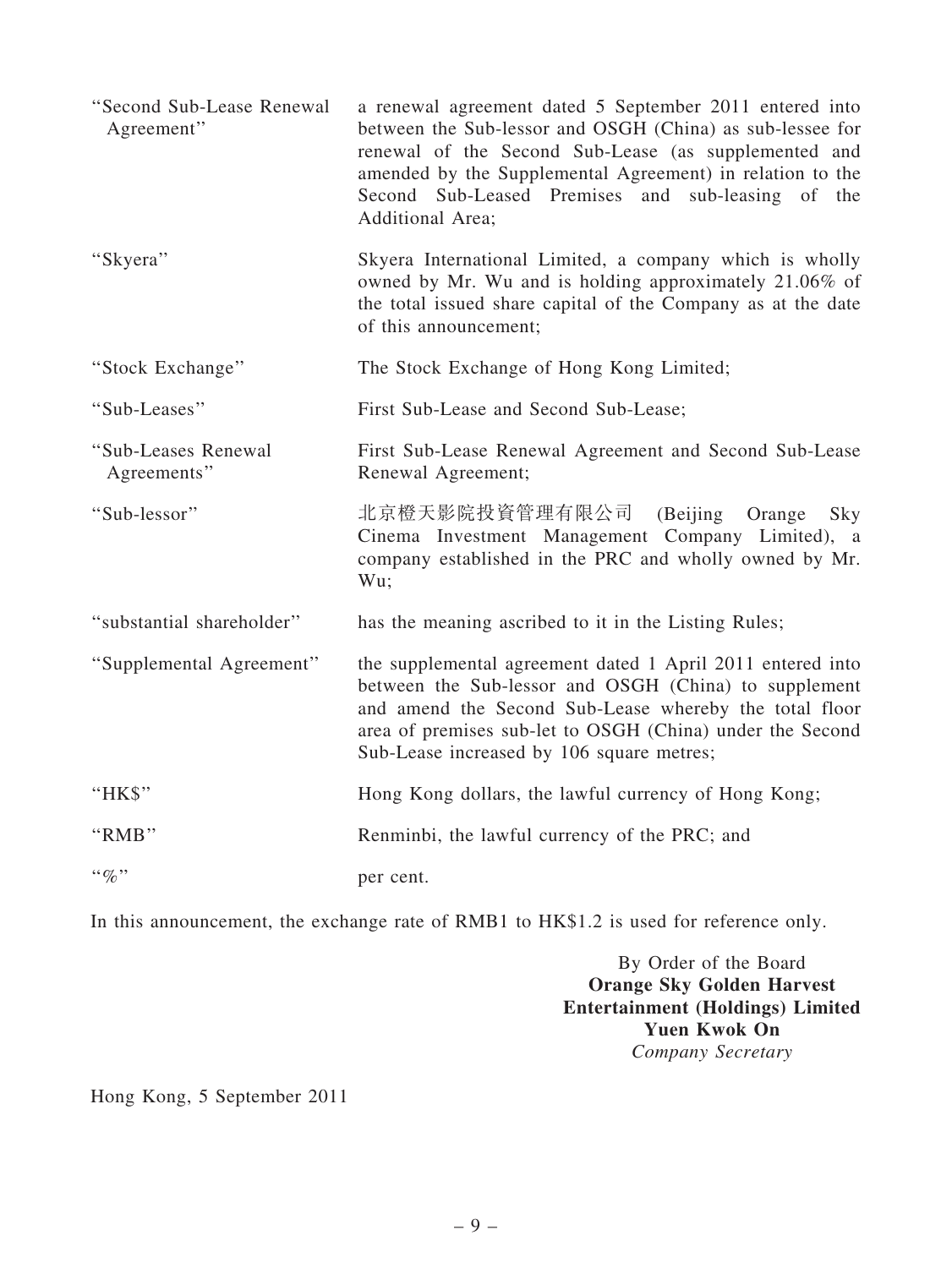| | |
|---|---|
| "Second Sub-Lease Renewal Agreement" | a renewal agreement dated 5 September 2011 entered into between the Sub-lessor and OSGH (China) as sub-lessee for renewal of the Second Sub-Lease (as supplemented and amended by the Supplemental Agreement) in relation to the Second Sub-Leased Premises and sub-leasing of the Additional Area; |
| "Skyera" | Skyera International Limited, a company which is wholly owned by Mr. Wu and is holding approximately 21.06% of the total issued share capital of the Company as at the date of this announcement; |
| "Stock Exchange" | The Stock Exchange of Hong Kong Limited; |
| "Sub-Leases" | First Sub-Lease and Second Sub-Lease; |
| "Sub-Leases Renewal Agreements" | First Sub-Lease Renewal Agreement and Second Sub-Lease Renewal Agreement; |
| "Sub-lessor" | 北京橙天影院投資管理有限公司 (Beijing Orange Sky Cinema Investment Management Company Limited), a company established in the PRC and wholly owned by Mr. Wu; |
| "substantial shareholder" | has the meaning ascribed to it in the Listing Rules; |
| "Supplemental Agreement" | the supplemental agreement dated 1 April 2011 entered into between the Sub-lessor and OSGH (China) to supplement and amend the Second Sub-Lease whereby the total floor area of premises sub-let to OSGH (China) under the Second Sub-Lease increased by 106 square metres; |
| "HK$" | Hong Kong dollars, the lawful currency of Hong Kong; |
| "RMB" | Renminbi, the lawful currency of the PRC; and |
| "%" | per cent. |

In this announcement, the exchange rate of RMB1 to HK$1.2 is used for reference only.

By Order of the Board
**Orange Sky Golden Harvest Entertainment (Holdings) Limited**
**Yuen Kwok On**
*Company Secretary*

Hong Kong, 5 September 2011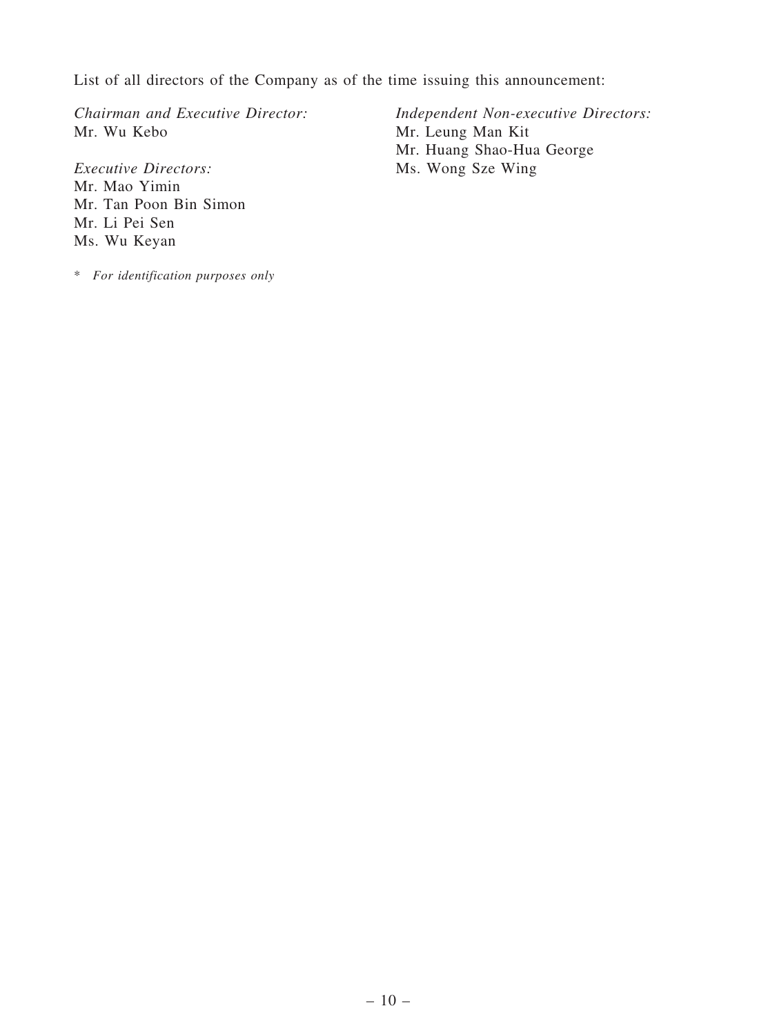List of all directors of the Company as of the time issuing this announcement:

*Chairman and Executive Director:*
Mr. Wu Kebo

*Executive Directors:*
Mr. Mao Yimin
Mr. Tan Poon Bin Simon
Mr. Li Pei Sen
Ms. Wu Keyan

*Independent Non-executive Directors:*
Mr. Leung Man Kit
Mr. Huang Shao-Hua George
Ms. Wong Sze Wing

\* *For identification purposes only*